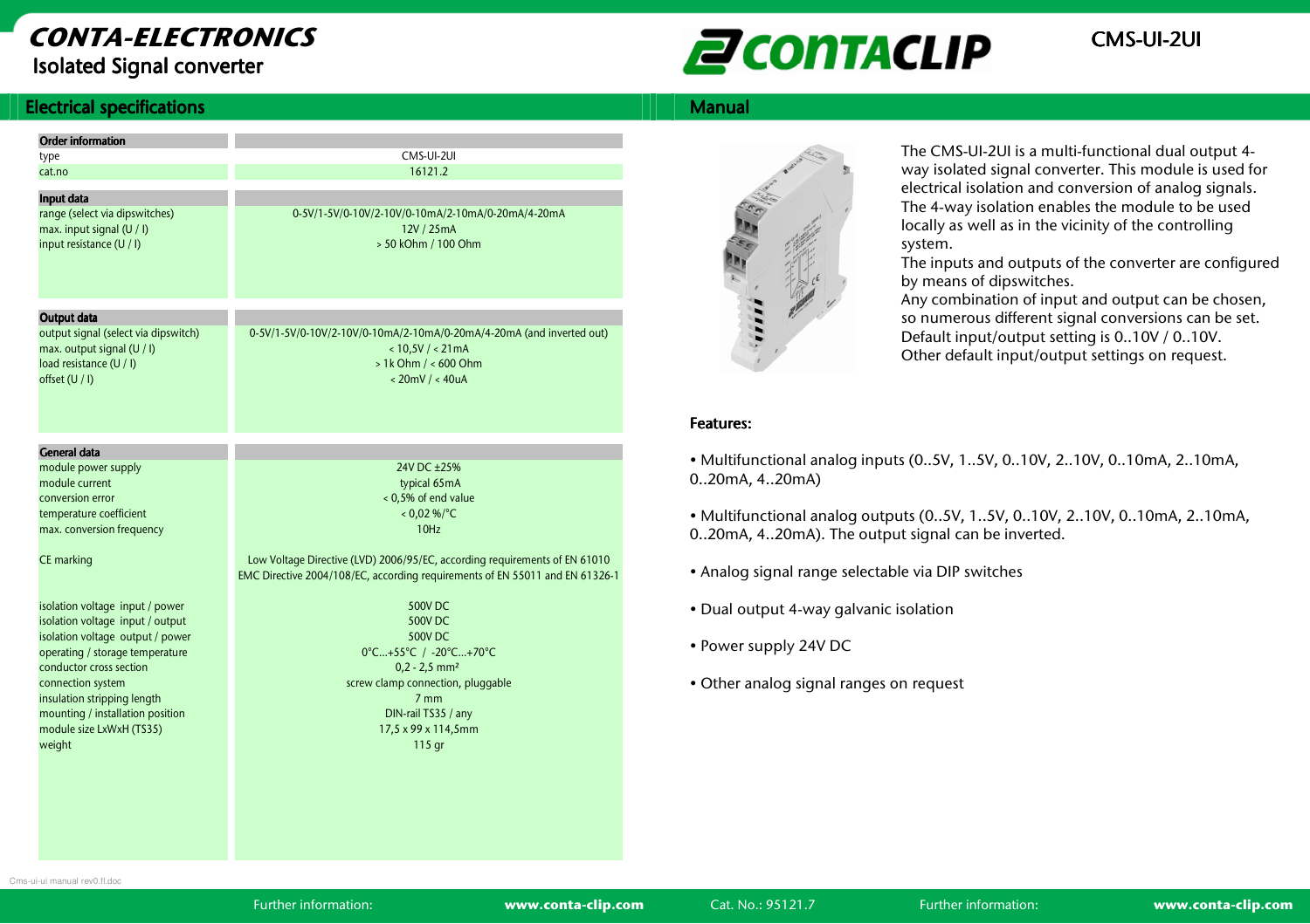# CONTA-ELECTRONICS

## Isolated Signal converter

CONTACLIP

CMS-UI-2UI

## Electrical specifications

| Order information | |
|---|---|
| type | CMS-UI-2UI |
| cat.no | 16121.2 |

| Input data | |
|---|---|
| range (select via dipswitches) | 0-5V/1-5V/0-10V/2-10V/0-10mA/2-10mA/0-20mA/4-20mA |
| max. input signal (U / I) | 12V / 25mA |
| input resistance (U / I) | > 50 kOhm / 100 Ohm |

| Output data | |
|---|---|
| output signal (select via dipswitch) | 0-5V/1-5V/0-10V/2-10V/0-10mA/2-10mA/0-20mA/4-20mA (and inverted out) |
| max. output signal (U / I) | < 10,5V / < 21mA |
| load resistance (U / I) | > 1k Ohm / < 600 Ohm |
| offset (U / I) | < 20mV / < 40uA |

| General data | |
|---|---|
| module power supply | 24V DC ±25% |
| module current | typical 65mA |
| conversion error | < 0,5% of end value |
| temperature coefficient | < 0,02 %/°C |
| max. conversion frequency | 10Hz |
| CE marking | Low Voltage Directive (LVD) 2006/95/EC, according requirements of EN 61010<br>EMC Directive 2004/108/EC, according requirements of EN 55011 and EN 61326-1 |
| isolation voltage input / power | 500V DC |
| isolation voltage input / output | 500V DC |
| isolation voltage output / power | 500V DC |
| operating / storage temperature | 0°C...+55°C / -20°C...+70°C |
| conductor cross section | 0,2 - 2,5 mm² |
| connection system | screw clamp connection, pluggable |
| insulation stripping length | 7 mm |
| mounting / installation position | DIN-rail TS35 / any |
| module size LxWxH (TS35) | 17,5 x 99 x 114,5mm |
| weight | 115 gr |

## Manual

The CMS-UI-2UI is a multi-functional dual output 4-way isolated signal converter. This module is used for electrical isolation and conversion of analog signals. The 4-way isolation enables the module to be used locally as well as in the vicinity of the controlling system.
The inputs and outputs of the converter are configured by means of dipswitches.
Any combination of input and output can be chosen, so numerous different signal conversions can be set.
Default input/output setting is 0..10V / 0..10V.
Other default input/output settings on request.

### Features:

- Multifunctional analog inputs (0..5V, 1..5V, 0..10V, 2..10V, 0..10mA, 2..10mA, 0..20mA, 4..20mA)
- Multifunctional analog outputs (0..5V, 1..5V, 0..10V, 2..10V, 0..10mA, 2..10mA, 0..20mA, 4..20mA). The output signal can be inverted.
- Analog signal range selectable via DIP switches
- Dual output 4-way galvanic isolation
- Power supply 24V DC
- Other analog signal ranges on request

Cms-ui-ui manual rev0.fl.doc

Further information: **www.conta-clip.com** Cat. No.: 95121.7 Further information: **www.conta-clip.com**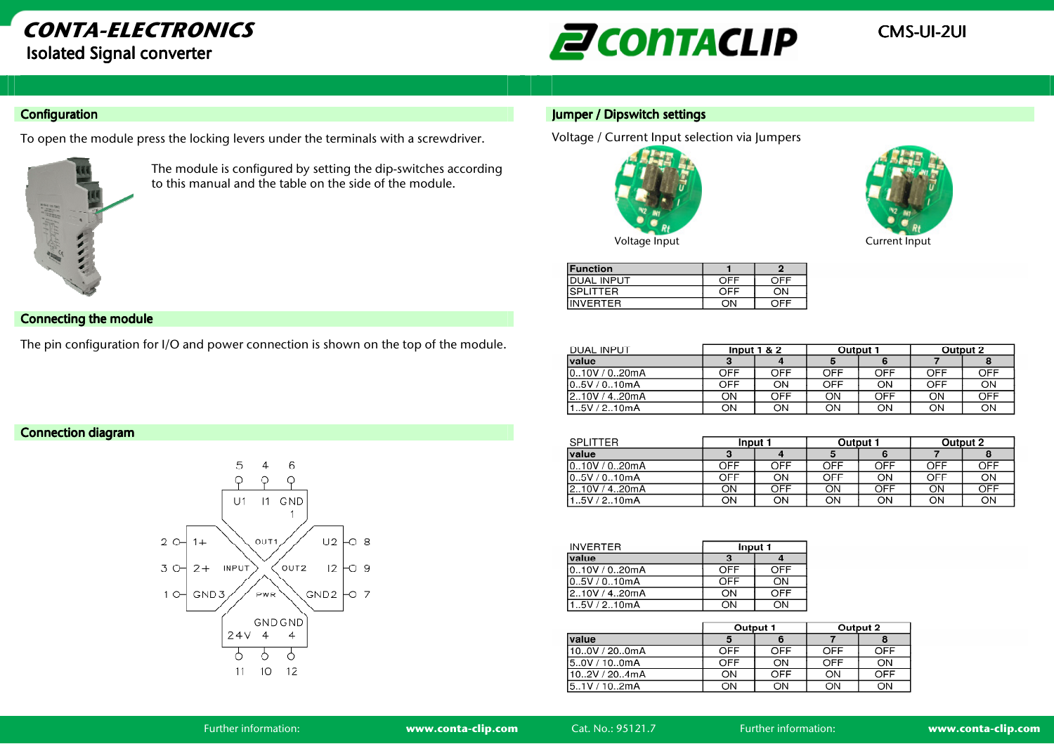# CONTA-ELECTRONICS

Isolated Signal converter

CMS-UI-2UI

## Configuration

To open the module press the locking levers under the terminals with a screwdriver.

The module is configured by setting the dip-switches according to this manual and the table on the side of the module.

## Connecting the module

The pin configuration for I/O and power connection is shown on the top of the module.

## Connection diagram

5 4 6

U1 I1 GND 1

2 1+ OUT1 U2 8

3 2+ INPUT OUT2 I2 9

1 GND3 PWR GND2 7

GND GND

24V 4 4

11 10 12

## Jumper / Dipswitch settings

Voltage / Current Input selection via Jumpers

Voltage Input

Current Input

| Function | 1 | 2 |
|---|---|---|
| DUAL INPUT | OFF | OFF |
| SPLITTER | OFF | ON |
| INVERTER | ON | OFF |

| DUAL INPUT | Input 1 & 2 | | Output 1 | | Output 2 | |
|---|---|---|---|---|---|---|
| value | 3 | 4 | 5 | 6 | 7 | 8 |
| 0..10V / 0..20mA | OFF | OFF | OFF | OFF | OFF | OFF |
| 0..5V / 0..10mA | OFF | ON | OFF | ON | OFF | ON |
| 2..10V / 4..20mA | ON | OFF | ON | OFF | ON | OFF |
| 1..5V / 2..10mA | ON | ON | ON | ON | ON | ON |

| SPLITTER | Input 1 | | Output 1 | | Output 2 | |
|---|---|---|---|---|---|---|
| value | 3 | 4 | 5 | 6 | 7 | 8 |
| 0..10V / 0..20mA | OFF | OFF | OFF | OFF | OFF | OFF |
| 0..5V / 0..10mA | OFF | ON | OFF | ON | OFF | ON |
| 2..10V / 4..20mA | ON | OFF | ON | OFF | ON | OFF |
| 1..5V / 2..10mA | ON | ON | ON | ON | ON | ON |

| INVERTER | Input 1 | |
|---|---|---|
| value | 3 | 4 |
| 0..10V / 0..20mA | OFF | OFF |
| 0..5V / 0..10mA | OFF | ON |
| 2..10V / 4..20mA | ON | OFF |
| 1..5V / 2..10mA | ON | ON |

| | Output 1 | | Output 2 | |
|---|---|---|---|---|
| value | 5 | 6 | 7 | 8 |
| 10..0V / 20..0mA | OFF | OFF | OFF | OFF |
| 5..0V / 10..0mA | OFF | ON | OFF | ON |
| 10..2V / 20..4mA | ON | OFF | ON | OFF |
| 5..1V / 10..2mA | ON | ON | ON | ON |

Further information: www.conta-clip.com Cat. No.: 95121.7 Further information: www.conta-clip.com